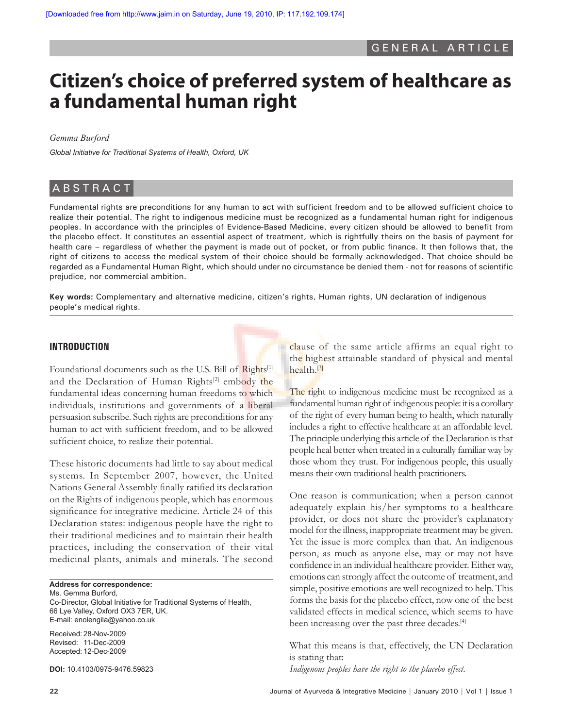# Citizen's choice of preferred system of healthcare as a fundamental human right

*Gemma Burford*

*Global Initiative for Traditional Systems of Health, Oxford, UK*

## ABSTRACT

Fundamental rights are preconditions for any human to act with sufficient freedom and to be allowed sufficient choice to realize their potential. The right to indigenous medicine must be recognized as a fundamental human right for indigenous peoples. In accordance with the principles of Evidence-Based Medicine, every citizen should be allowed to benefit from the placebo effect. It constitutes an essential aspect of treatment, which is rightfully theirs on the basis of payment for health care – regardless of whether the payment is made out of pocket, or from public finance. It then follows that, the right of citizens to access the medical system of their choice should be formally acknowledged. That choice should be regarded as a Fundamental Human Right, which should under no circumstance be denied them - not for reasons of scientific prejudice, nor commercial ambition.

**Key words:** Complementary and alternative medicine, citizen's rights, Human rights, UN declaration of indigenous people's medical rights.

## INTRODUCTION

Foundational documents such as the U.S. Bill of Rights[1] and the Declaration of Human Rights[2] embody the fundamental ideas concerning human freedoms to which individuals, institutions and governments of a liberal persuasion subscribe. Such rights are preconditions for any human to act with sufficient freedom, and to be allowed sufficient choice, to realize their potential.

These historic documents had little to say about medical systems. In September 2007, however, the United Nations General Assembly finally ratified its declaration on the Rights of indigenous people, which has enormous significance for integrative medicine. Article 24 of this Declaration states: indigenous people have the right to their traditional medicines and to maintain their health practices, including the conservation of their vital medicinal plants, animals and minerals. The second clause of the same article affirms an equal right to the highest attainable standard of physical and mental health.[3]

The right to indigenous medicine must be recognized as a fundamental human right of indigenous people: it is a corollary of the right of every human being to health, which naturally includes a right to effective healthcare at an affordable level. The principle underlying this article of the Declaration is that people heal better when treated in a culturally familiar way by those whom they trust. For indigenous people, this usually means their own traditional health practitioners.

One reason is communication; when a person cannot adequately explain his/her symptoms to a healthcare provider, or does not share the provider's explanatory model for the illness, inappropriate treatment may be given. Yet the issue is more complex than that. An indigenous person, as much as anyone else, may or may not have confidence in an individual healthcare provider. Either way, emotions can strongly affect the outcome of treatment, and simple, positive emotions are well recognized to help. This forms the basis for the placebo effect, now one of the best validated effects in medical science, which seems to have been increasing over the past three decades.[4]

What this means is that, effectively, the UN Declaration is stating that:

*Indigenous peoples have the right to the placebo effect.*

---

**Address for correspondence:**
Ms. Gemma Burford,
Co-Director, Global Initiative for Traditional Systems of Health,
66 Lye Valley, Oxford OX3 7ER, UK.
E-mail: enolengila@yahoo.co.uk

Received: 28-Nov-2009
Revised: 11-Dec-2009
Accepted: 12-Dec-2009

**DOI:** 10.4103/0975-9476.59823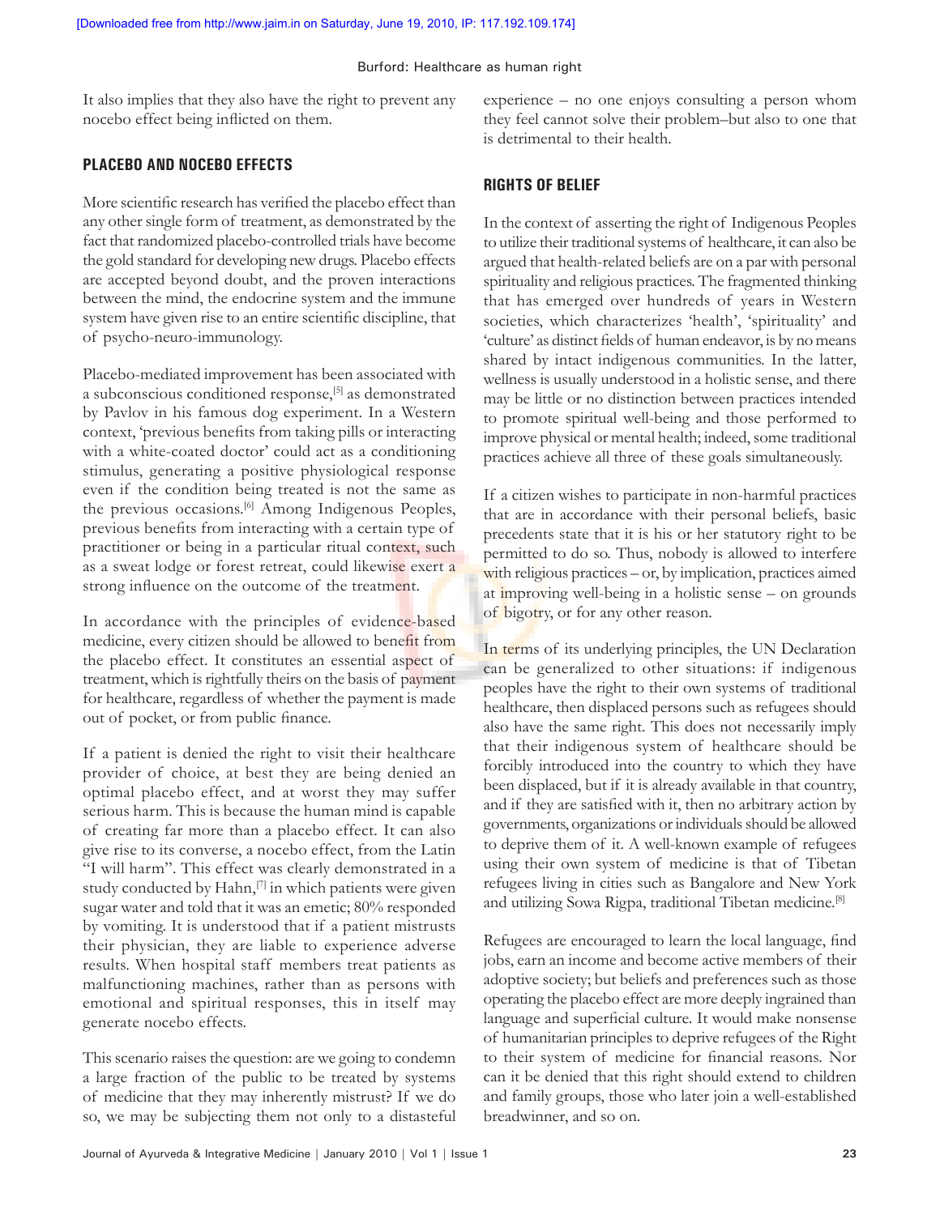It also implies that they also have the right to prevent any nocebo effect being inflicted on them.

## PLACEBO AND NOCEBO EFFECTS

More scientific research has verified the placebo effect than any other single form of treatment, as demonstrated by the fact that randomized placebo-controlled trials have become the gold standard for developing new drugs. Placebo effects are accepted beyond doubt, and the proven interactions between the mind, the endocrine system and the immune system have given rise to an entire scientific discipline, that of psycho-neuro-immunology.

Placebo-mediated improvement has been associated with a subconscious conditioned response,[5] as demonstrated by Pavlov in his famous dog experiment. In a Western context, 'previous benefits from taking pills or interacting with a white-coated doctor' could act as a conditioning stimulus, generating a positive physiological response even if the condition being treated is not the same as the previous occasions.[6] Among Indigenous Peoples, previous benefits from interacting with a certain type of practitioner or being in a particular ritual context, such as a sweat lodge or forest retreat, could likewise exert a strong influence on the outcome of the treatment.

In accordance with the principles of evidence-based medicine, every citizen should be allowed to benefit from the placebo effect. It constitutes an essential aspect of treatment, which is rightfully theirs on the basis of payment for healthcare, regardless of whether the payment is made out of pocket, or from public finance.

If a patient is denied the right to visit their healthcare provider of choice, at best they are being denied an optimal placebo effect, and at worst they may suffer serious harm. This is because the human mind is capable of creating far more than a placebo effect. It can also give rise to its converse, a nocebo effect, from the Latin "I will harm". This effect was clearly demonstrated in a study conducted by Hahn,[7] in which patients were given sugar water and told that it was an emetic; 80% responded by vomiting. It is understood that if a patient mistrusts their physician, they are liable to experience adverse results. When hospital staff members treat patients as malfunctioning machines, rather than as persons with emotional and spiritual responses, this in itself may generate nocebo effects.

This scenario raises the question: are we going to condemn a large fraction of the public to be treated by systems of medicine that they may inherently mistrust? If we do so, we may be subjecting them not only to a distasteful experience – no one enjoys consulting a person whom they feel cannot solve their problem–but also to one that is detrimental to their health.

## RIGHTS OF BELIEF

In the context of asserting the right of Indigenous Peoples to utilize their traditional systems of healthcare, it can also be argued that health-related beliefs are on a par with personal spirituality and religious practices. The fragmented thinking that has emerged over hundreds of years in Western societies, which characterizes 'health', 'spirituality' and 'culture' as distinct fields of human endeavor, is by no means shared by intact indigenous communities. In the latter, wellness is usually understood in a holistic sense, and there may be little or no distinction between practices intended to promote spiritual well-being and those performed to improve physical or mental health; indeed, some traditional practices achieve all three of these goals simultaneously.

If a citizen wishes to participate in non-harmful practices that are in accordance with their personal beliefs, basic precedents state that it is his or her statutory right to be permitted to do so. Thus, nobody is allowed to interfere with religious practices – or, by implication, practices aimed at improving well-being in a holistic sense – on grounds of bigotry, or for any other reason.

In terms of its underlying principles, the UN Declaration can be generalized to other situations: if indigenous peoples have the right to their own systems of traditional healthcare, then displaced persons such as refugees should also have the same right. This does not necessarily imply that their indigenous system of healthcare should be forcibly introduced into the country to which they have been displaced, but if it is already available in that country, and if they are satisfied with it, then no arbitrary action by governments, organizations or individuals should be allowed to deprive them of it. A well-known example of refugees using their own system of medicine is that of Tibetan refugees living in cities such as Bangalore and New York and utilizing Sowa Rigpa, traditional Tibetan medicine.[8]

Refugees are encouraged to learn the local language, find jobs, earn an income and become active members of their adoptive society; but beliefs and preferences such as those operating the placebo effect are more deeply ingrained than language and superficial culture. It would make nonsense of humanitarian principles to deprive refugees of the Right to their system of medicine for financial reasons. Nor can it be denied that this right should extend to children and family groups, those who later join a well-established breadwinner, and so on.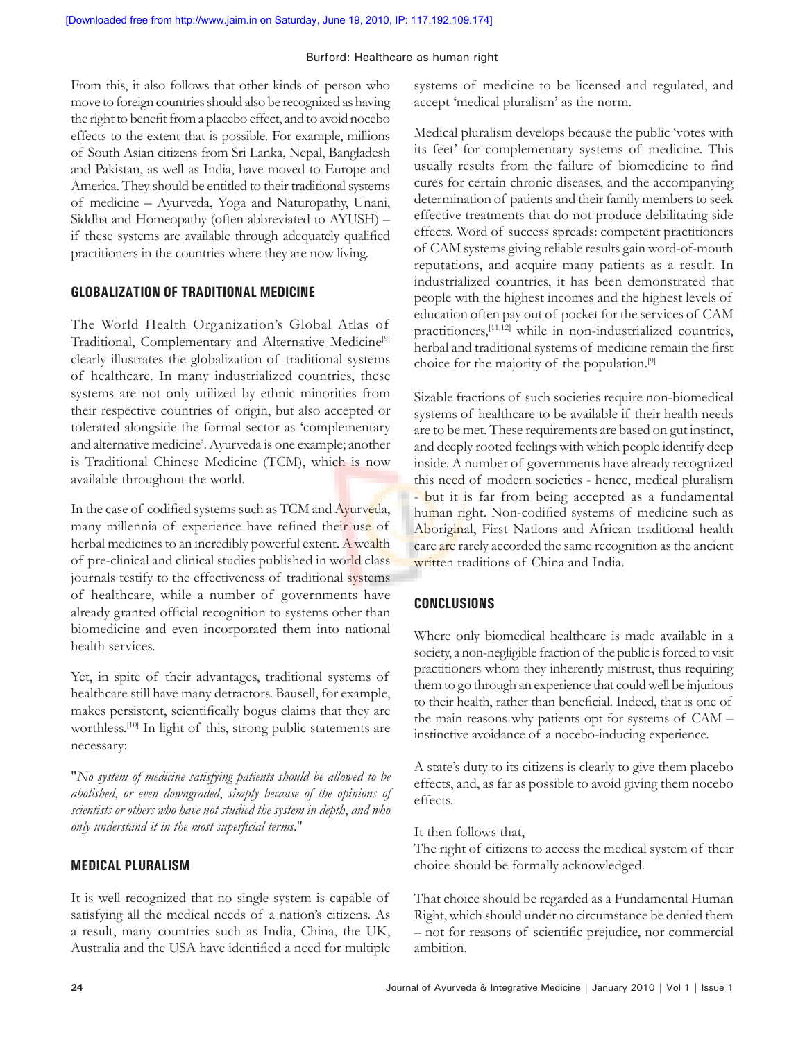From this, it also follows that other kinds of person who move to foreign countries should also be recognized as having the right to benefit from a placebo effect, and to avoid nocebo effects to the extent that is possible. For example, millions of South Asian citizens from Sri Lanka, Nepal, Bangladesh and Pakistan, as well as India, have moved to Europe and America. They should be entitled to their traditional systems of medicine – Ayurveda, Yoga and Naturopathy, Unani, Siddha and Homeopathy (often abbreviated to AYUSH) – if these systems are available through adequately qualified practitioners in the countries where they are now living.

## GLOBALIZATION OF TRADITIONAL MEDICINE

The World Health Organization's Global Atlas of Traditional, Complementary and Alternative Medicine[9] clearly illustrates the globalization of traditional systems of healthcare. In many industrialized countries, these systems are not only utilized by ethnic minorities from their respective countries of origin, but also accepted or tolerated alongside the formal sector as 'complementary and alternative medicine'. Ayurveda is one example; another is Traditional Chinese Medicine (TCM), which is now available throughout the world.

In the case of codified systems such as TCM and Ayurveda, many millennia of experience have refined their use of herbal medicines to an incredibly powerful extent. A wealth of pre-clinical and clinical studies published in world class journals testify to the effectiveness of traditional systems of healthcare, while a number of governments have already granted official recognition to systems other than biomedicine and even incorporated them into national health services.

Yet, in spite of their advantages, traditional systems of healthcare still have many detractors. Bausell, for example, makes persistent, scientifically bogus claims that they are worthless.[10] In light of this, strong public statements are necessary:

"*No system of medicine satisfying patients should be allowed to be abolished, or even downgraded, simply because of the opinions of scientists or others who have not studied the system in depth, and who only understand it in the most superficial terms.*"

## MEDICAL PLURALISM

It is well recognized that no single system is capable of satisfying all the medical needs of a nation's citizens. As a result, many countries such as India, China, the UK, Australia and the USA have identified a need for multiple systems of medicine to be licensed and regulated, and accept 'medical pluralism' as the norm.

Medical pluralism develops because the public 'votes with its feet' for complementary systems of medicine. This usually results from the failure of biomedicine to find cures for certain chronic diseases, and the accompanying determination of patients and their family members to seek effective treatments that do not produce debilitating side effects. Word of success spreads: competent practitioners of CAM systems giving reliable results gain word-of-mouth reputations, and acquire many patients as a result. In industrialized countries, it has been demonstrated that people with the highest incomes and the highest levels of education often pay out of pocket for the services of CAM practitioners,[11,12] while in non-industrialized countries, herbal and traditional systems of medicine remain the first choice for the majority of the population.[9]

Sizable fractions of such societies require non-biomedical systems of healthcare to be available if their health needs are to be met. These requirements are based on gut instinct, and deeply rooted feelings with which people identify deep inside. A number of governments have already recognized this need of modern societies - hence, medical pluralism - but it is far from being accepted as a fundamental human right. Non-codified systems of medicine such as Aboriginal, First Nations and African traditional health care are rarely accorded the same recognition as the ancient written traditions of China and India.

## CONCLUSIONS

Where only biomedical healthcare is made available in a society, a non-negligible fraction of the public is forced to visit practitioners whom they inherently mistrust, thus requiring them to go through an experience that could well be injurious to their health, rather than beneficial. Indeed, that is one of the main reasons why patients opt for systems of CAM – instinctive avoidance of a nocebo-inducing experience.

A state's duty to its citizens is clearly to give them placebo effects, and, as far as possible to avoid giving them nocebo effects.

It then follows that,
The right of citizens to access the medical system of their choice should be formally acknowledged.

That choice should be regarded as a Fundamental Human Right, which should under no circumstance be denied them – not for reasons of scientific prejudice, nor commercial ambition.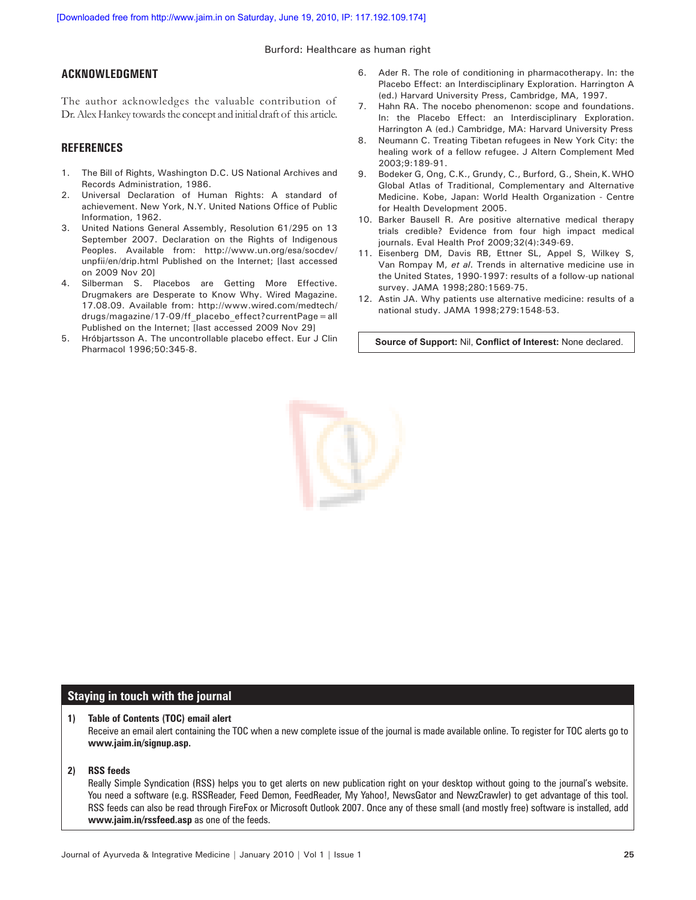## ACKNOWLEDGMENT

The author acknowledges the valuable contribution of Dr. Alex Hankey towards the concept and initial draft of this article.

## REFERENCES

1. The Bill of Rights, Washington D.C. US National Archives and Records Administration, 1986.
2. Universal Declaration of Human Rights: A standard of achievement. New York, N.Y. United Nations Office of Public Information, 1962.
3. United Nations General Assembly, Resolution 61/295 on 13 September 2007. Declaration on the Rights of Indigenous Peoples. Available from: http://www.un.org/esa/socdev/unpfii/en/drip.html Published on the Internet; [last accessed on 2009 Nov 20]
4. Silberman S. Placebos are Getting More Effective. Drugmakers are Desperate to Know Why. Wired Magazine. 17.08.09. Available from: http://www.wired.com/medtech/drugs/magazine/17-09/ff_placebo_effect?currentPage=all Published on the Internet; [last accessed 2009 Nov 29]
5. Hróbjartsson A. The uncontrollable placebo effect. Eur J Clin Pharmacol 1996;50:345-8.
6. Ader R. The role of conditioning in pharmacotherapy. In: the Placebo Effect: an Interdisciplinary Exploration. Harrington A (ed.) Harvard University Press, Cambridge, MA, 1997.
7. Hahn RA. The nocebo phenomenon: scope and foundations. In: the Placebo Effect: an Interdisciplinary Exploration. Harrington A (ed.) Cambridge, MA: Harvard University Press
8. Neumann C. Treating Tibetan refugees in New York City: the healing work of a fellow refugee. J Altern Complement Med 2003;9:189-91.
9. Bodeker G, Ong, C.K., Grundy, C., Burford, G., Shein, K. WHO Global Atlas of Traditional, Complementary and Alternative Medicine. Kobe, Japan: World Health Organization - Centre for Health Development 2005.
10. Barker Bausell R. Are positive alternative medical therapy trials credible? Evidence from four high impact medical journals. Eval Health Prof 2009;32(4):349-69.
11. Eisenberg DM, Davis RB, Ettner SL, Appel S, Wilkey S, Van Rompay M, *et al*. Trends in alternative medicine use in the United States, 1990-1997: results of a follow-up national survey. JAMA 1998;280:1569-75.
12. Astin JA. Why patients use alternative medicine: results of a national study. JAMA 1998;279:1548-53.

**Source of Support:** Nil, **Conflict of Interest:** None declared.

## Staying in touch with the journal

1) **Table of Contents (TOC) email alert**
   Receive an email alert containing the TOC when a new complete issue of the journal is made available online. To register for TOC alerts go to **www.jaim.in/signup.asp.**

2) **RSS feeds**
   Really Simple Syndication (RSS) helps you to get alerts on new publication right on your desktop without going to the journal's website. You need a software (e.g. RSSReader, Feed Demon, FeedReader, My Yahoo!, NewsGator and NewzCrawler) to get advantage of this tool. RSS feeds can also be read through FireFox or Microsoft Outlook 2007. Once any of these small (and mostly free) software is installed, add **www.jaim.in/rssfeed.asp** as one of the feeds.